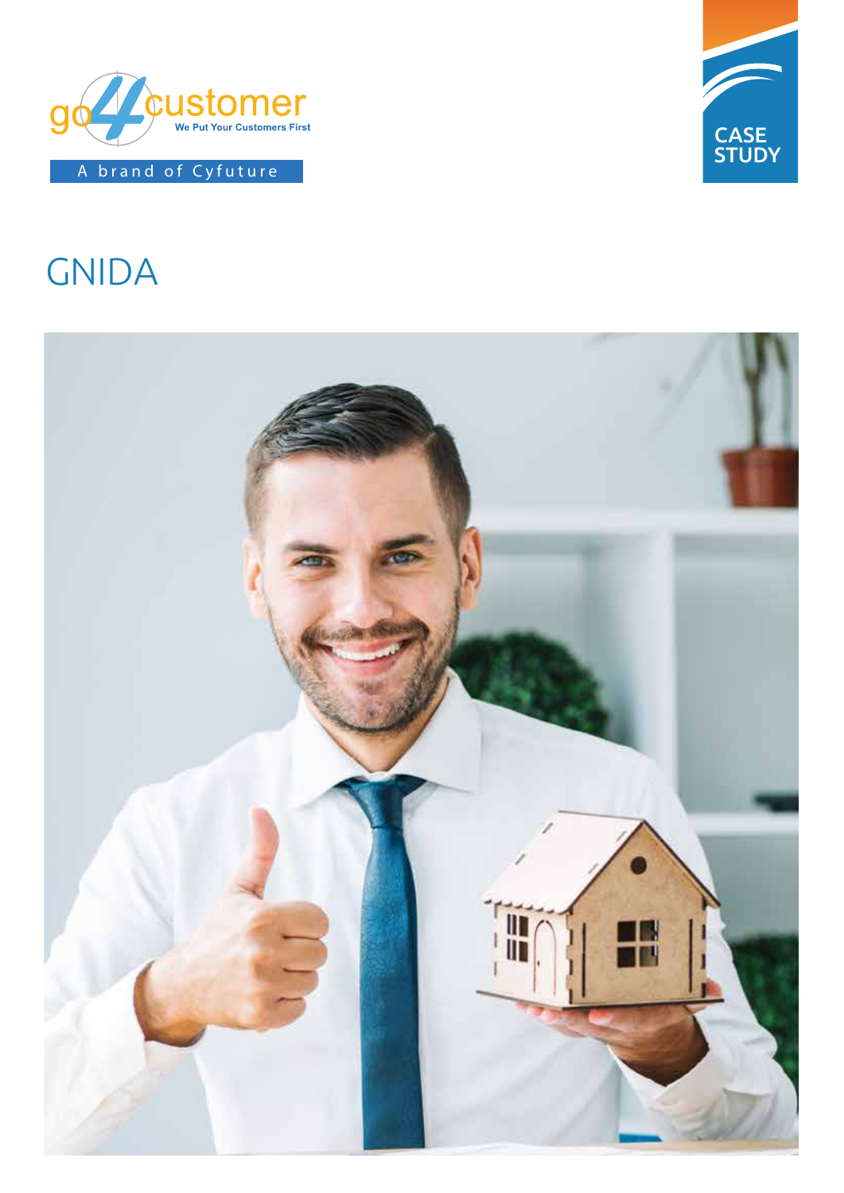go4customer

We Put Your Customers First

A brand of Cyfuture

CASE STUDY

# GNIDA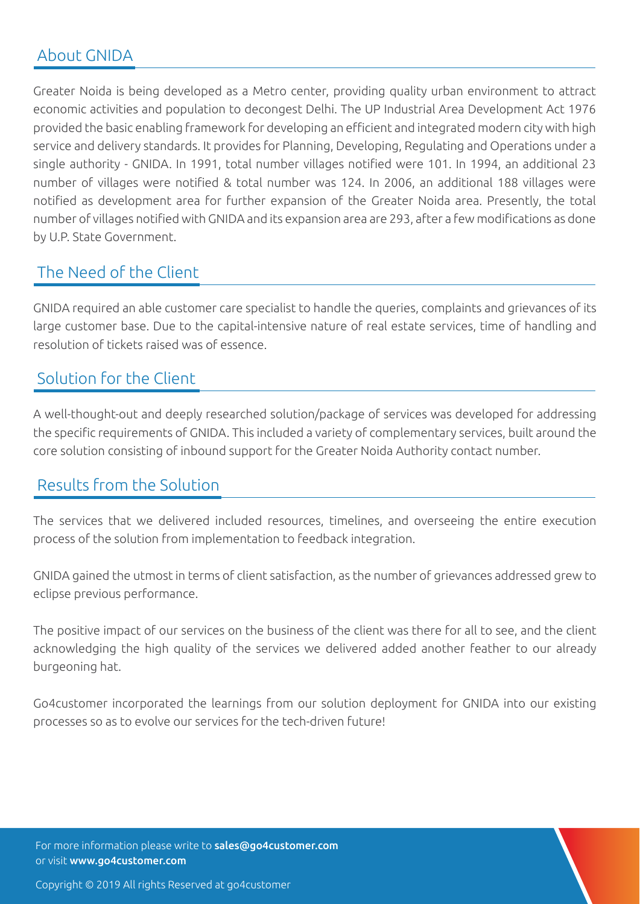## About GNIDA

Greater Noida is being developed as a Metro center, providing quality urban environment to attract economic activities and population to decongest Delhi. The UP Industrial Area Development Act 1976 provided the basic enabling framework for developing an efficient and integrated modern city with high service and delivery standards. It provides for Planning, Developing, Regulating and Operations under a single authority - GNIDA. In 1991, total number villages notified were 101. In 1994, an additional 23 number of villages were notified & total number was 124. In 2006, an additional 188 villages were notified as development area for further expansion of the Greater Noida area. Presently, the total number of villages notified with GNIDA and its expansion area are 293, after a few modifications as done by U.P. State Government.

## The Need of the Client

GNIDA required an able customer care specialist to handle the queries, complaints and grievances of its large customer base. Due to the capital-intensive nature of real estate services, time of handling and resolution of tickets raised was of essence.

## Solution for the Client

A well-thought-out and deeply researched solution/package of services was developed for addressing the specific requirements of GNIDA. This included a variety of complementary services, built around the core solution consisting of inbound support for the Greater Noida Authority contact number.

## Results from the Solution

The services that we delivered included resources, timelines, and overseeing the entire execution process of the solution from implementation to feedback integration.

GNIDA gained the utmost in terms of client satisfaction, as the number of grievances addressed grew to eclipse previous performance.

The positive impact of our services on the business of the client was there for all to see, and the client acknowledging the high quality of the services we delivered added another feather to our already burgeoning hat.

Go4customer incorporated the learnings from our solution deployment for GNIDA into our existing processes so as to evolve our services for the tech-driven future!

For more information please write to **sales@go4customer.com**
or visit **www.go4customer.com**

Copyright © 2019 All rights Reserved at go4customer